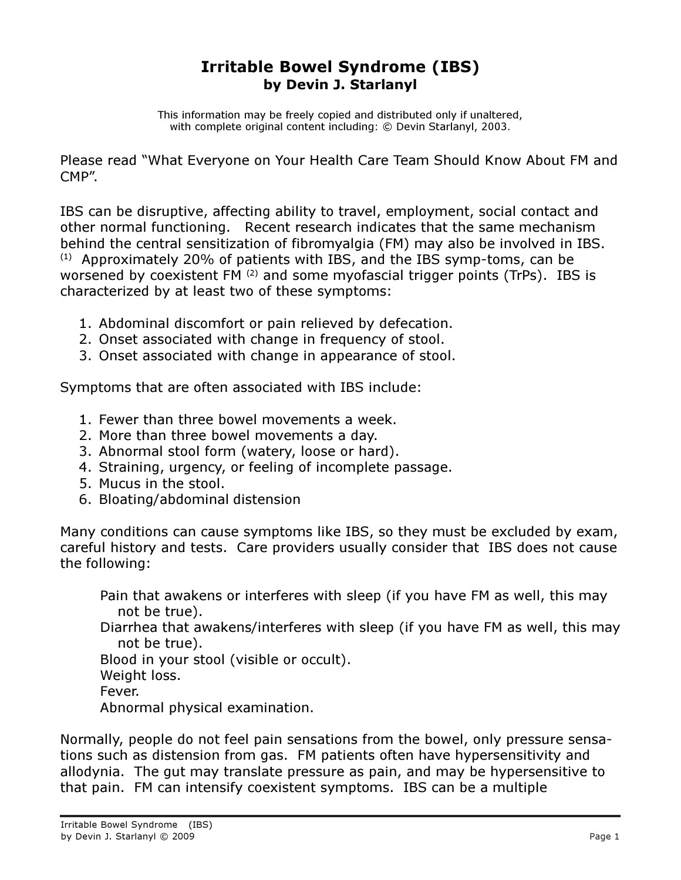# Irritable Bowel Syndrome (IBS)

**by Devin J. Starlanyl**

This information may be freely copied and distributed only if unaltered, with complete original content including: © Devin Starlanyl, 2003.

Please read "What Everyone on Your Health Care Team Should Know About FM and CMP".

IBS can be disruptive, affecting ability to travel, employment, social contact and other normal functioning. Recent research indicates that the same mechanism behind the central sensitization of fibromyalgia (FM) may also be involved in IBS. [1] Approximately 20% of patients with IBS, and the IBS symp-toms, can be worsened by coexistent FM [2] and some myofascial trigger points (TrPs). IBS is characterized by at least two of these symptoms:

1. Abdominal discomfort or pain relieved by defecation.
2. Onset associated with change in frequency of stool.
3. Onset associated with change in appearance of stool.

Symptoms that are often associated with IBS include:

1. Fewer than three bowel movements a week.
2. More than three bowel movements a day.
3. Abnormal stool form (watery, loose or hard).
4. Straining, urgency, or feeling of incomplete passage.
5. Mucus in the stool.
6. Bloating/abdominal distension

Many conditions can cause symptoms like IBS, so they must be excluded by exam, careful history and tests. Care providers usually consider that IBS does not cause the following:

Pain that awakens or interferes with sleep (if you have FM as well, this may not be true).
Diarrhea that awakens/interferes with sleep (if you have FM as well, this may not be true).
Blood in your stool (visible or occult).
Weight loss.
Fever.
Abnormal physical examination.

Normally, people do not feel pain sensations from the bowel, only pressure sensa-tions such as distension from gas. FM patients often have hypersensitivity and allodynia. The gut may translate pressure as pain, and may be hypersensitive to that pain. FM can intensify coexistent symptoms. IBS can be a multiple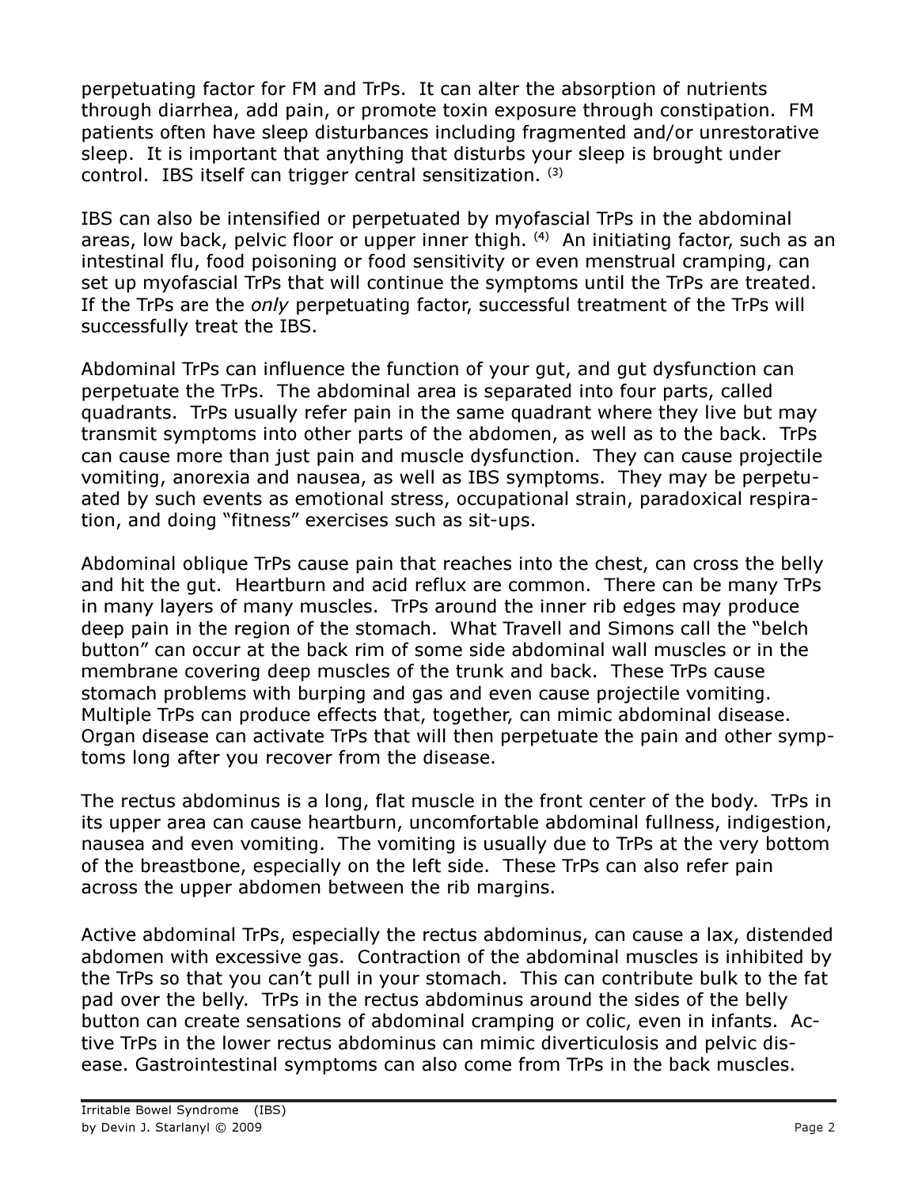perpetuating factor for FM and TrPs. It can alter the absorption of nutrients through diarrhea, add pain, or promote toxin exposure through constipation. FM patients often have sleep disturbances including fragmented and/or unrestorative sleep. It is important that anything that disturbs your sleep is brought under control. IBS itself can trigger central sensitization. [3]

IBS can also be intensified or perpetuated by myofascial TrPs in the abdominal areas, low back, pelvic floor or upper inner thigh. [4] An initiating factor, such as an intestinal flu, food poisoning or food sensitivity or even menstrual cramping, can set up myofascial TrPs that will continue the symptoms until the TrPs are treated. If the TrPs are the *only* perpetuating factor, successful treatment of the TrPs will successfully treat the IBS.

Abdominal TrPs can influence the function of your gut, and gut dysfunction can perpetuate the TrPs. The abdominal area is separated into four parts, called quadrants. TrPs usually refer pain in the same quadrant where they live but may transmit symptoms into other parts of the abdomen, as well as to the back. TrPs can cause more than just pain and muscle dysfunction. They can cause projectile vomiting, anorexia and nausea, as well as IBS symptoms. They may be perpetuated by such events as emotional stress, occupational strain, paradoxical respiration, and doing "fitness" exercises such as sit-ups.

Abdominal oblique TrPs cause pain that reaches into the chest, can cross the belly and hit the gut. Heartburn and acid reflux are common. There can be many TrPs in many layers of many muscles. TrPs around the inner rib edges may produce deep pain in the region of the stomach. What Travell and Simons call the "belch button" can occur at the back rim of some side abdominal wall muscles or in the membrane covering deep muscles of the trunk and back. These TrPs cause stomach problems with burping and gas and even cause projectile vomiting. Multiple TrPs can produce effects that, together, can mimic abdominal disease. Organ disease can activate TrPs that will then perpetuate the pain and other symptoms long after you recover from the disease.

The rectus abdominus is a long, flat muscle in the front center of the body. TrPs in its upper area can cause heartburn, uncomfortable abdominal fullness, indigestion, nausea and even vomiting. The vomiting is usually due to TrPs at the very bottom of the breastbone, especially on the left side. These TrPs can also refer pain across the upper abdomen between the rib margins.

Active abdominal TrPs, especially the rectus abdominus, can cause a lax, distended abdomen with excessive gas. Contraction of the abdominal muscles is inhibited by the TrPs so that you can't pull in your stomach. This can contribute bulk to the fat pad over the belly. TrPs in the rectus abdominus around the sides of the belly button can create sensations of abdominal cramping or colic, even in infants. Active TrPs in the lower rectus abdominus can mimic diverticulosis and pelvic disease. Gastrointestinal symptoms can also come from TrPs in the back muscles.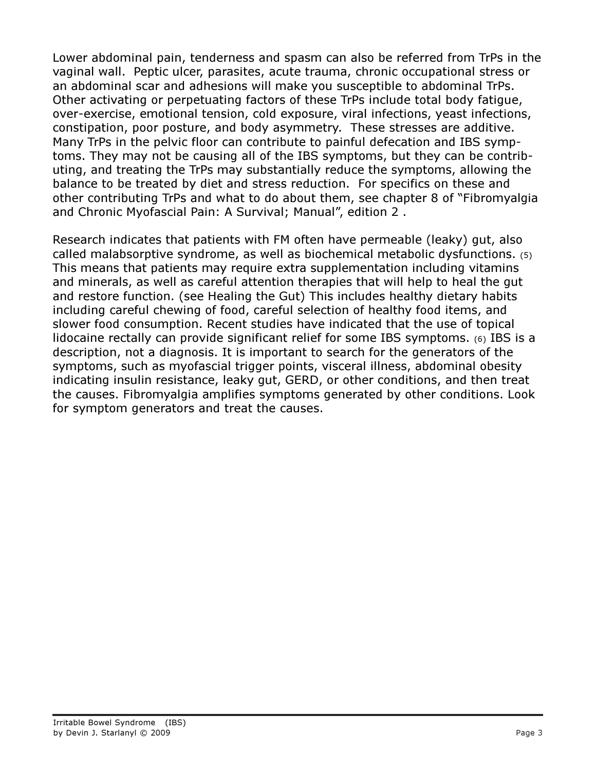Lower abdominal pain, tenderness and spasm can also be referred from TrPs in the vaginal wall. Peptic ulcer, parasites, acute trauma, chronic occupational stress or an abdominal scar and adhesions will make you susceptible to abdominal TrPs. Other activating or perpetuating factors of these TrPs include total body fatigue, over-exercise, emotional tension, cold exposure, viral infections, yeast infections, constipation, poor posture, and body asymmetry. These stresses are additive. Many TrPs in the pelvic floor can contribute to painful defecation and IBS symptoms. They may not be causing all of the IBS symptoms, but they can be contributing, and treating the TrPs may substantially reduce the symptoms, allowing the balance to be treated by diet and stress reduction. For specifics on these and other contributing TrPs and what to do about them, see chapter 8 of "Fibromyalgia and Chronic Myofascial Pain: A Survival; Manual", edition 2 .

Research indicates that patients with FM often have permeable (leaky) gut, also called malabsorptive syndrome, as well as biochemical metabolic dysfunctions. (5) This means that patients may require extra supplementation including vitamins and minerals, as well as careful attention therapies that will help to heal the gut and restore function. (see Healing the Gut) This includes healthy dietary habits including careful chewing of food, careful selection of healthy food items, and slower food consumption. Recent studies have indicated that the use of topical lidocaine rectally can provide significant relief for some IBS symptoms. (6) IBS is a description, not a diagnosis. It is important to search for the generators of the symptoms, such as myofascial trigger points, visceral illness, abdominal obesity indicating insulin resistance, leaky gut, GERD, or other conditions, and then treat the causes. Fibromyalgia amplifies symptoms generated by other conditions. Look for symptom generators and treat the causes.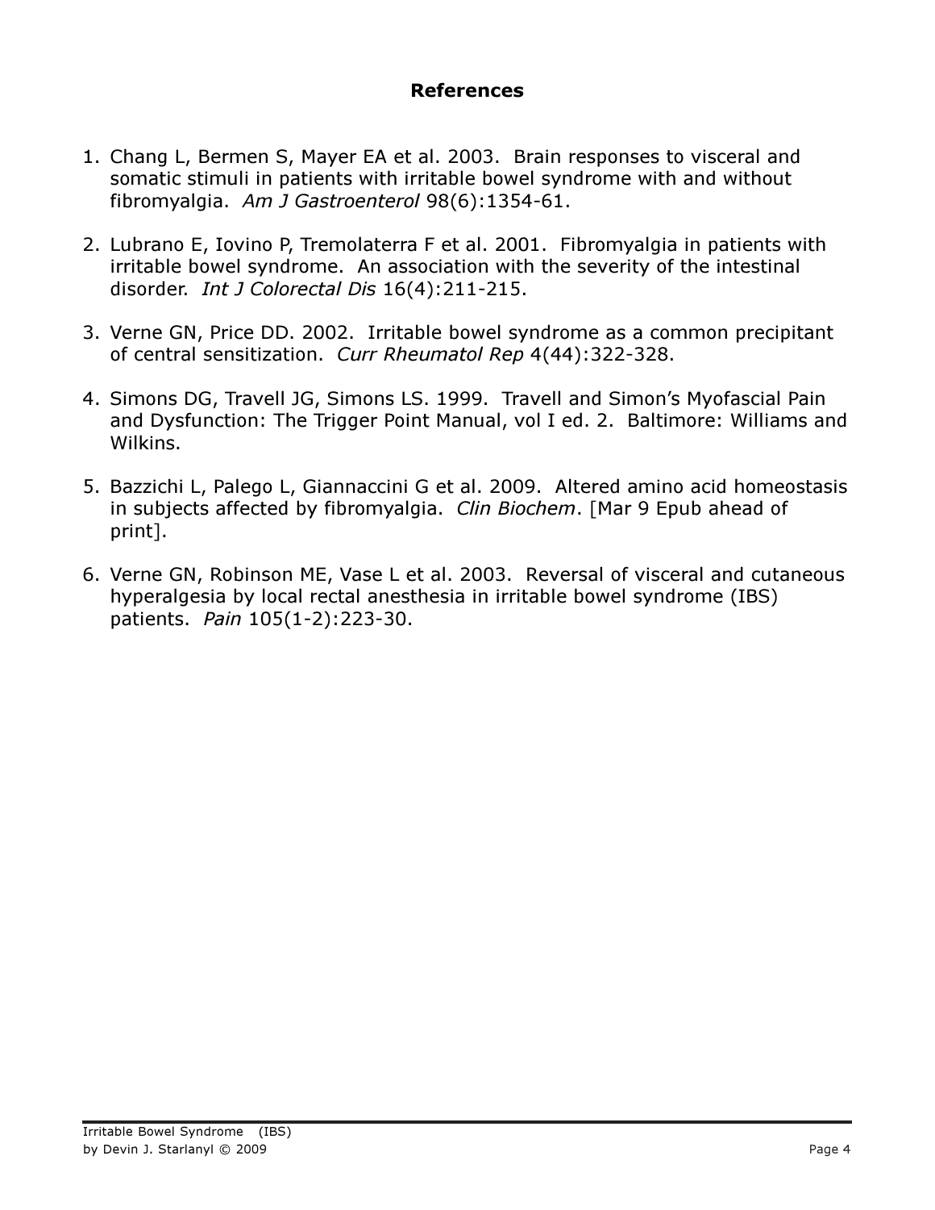## References

1. Chang L, Bermen S, Mayer EA et al. 2003. Brain responses to visceral and somatic stimuli in patients with irritable bowel syndrome with and without fibromyalgia. *Am J Gastroenterol* 98(6):1354-61.

2. Lubrano E, Iovino P, Tremolaterra F et al. 2001. Fibromyalgia in patients with irritable bowel syndrome. An association with the severity of the intestinal disorder. *Int J Colorectal Dis* 16(4):211-215.

3. Verne GN, Price DD. 2002. Irritable bowel syndrome as a common precipitant of central sensitization. *Curr Rheumatol Rep* 4(44):322-328.

4. Simons DG, Travell JG, Simons LS. 1999. Travell and Simon's Myofascial Pain and Dysfunction: The Trigger Point Manual, vol I ed. 2. Baltimore: Williams and Wilkins.

5. Bazzichi L, Palego L, Giannaccini G et al. 2009. Altered amino acid homeostasis in subjects affected by fibromyalgia. *Clin Biochem*. [Mar 9 Epub ahead of print].

6. Verne GN, Robinson ME, Vase L et al. 2003. Reversal of visceral and cutaneous hyperalgesia by local rectal anesthesia in irritable bowel syndrome (IBS) patients. *Pain* 105(1-2):223-30.